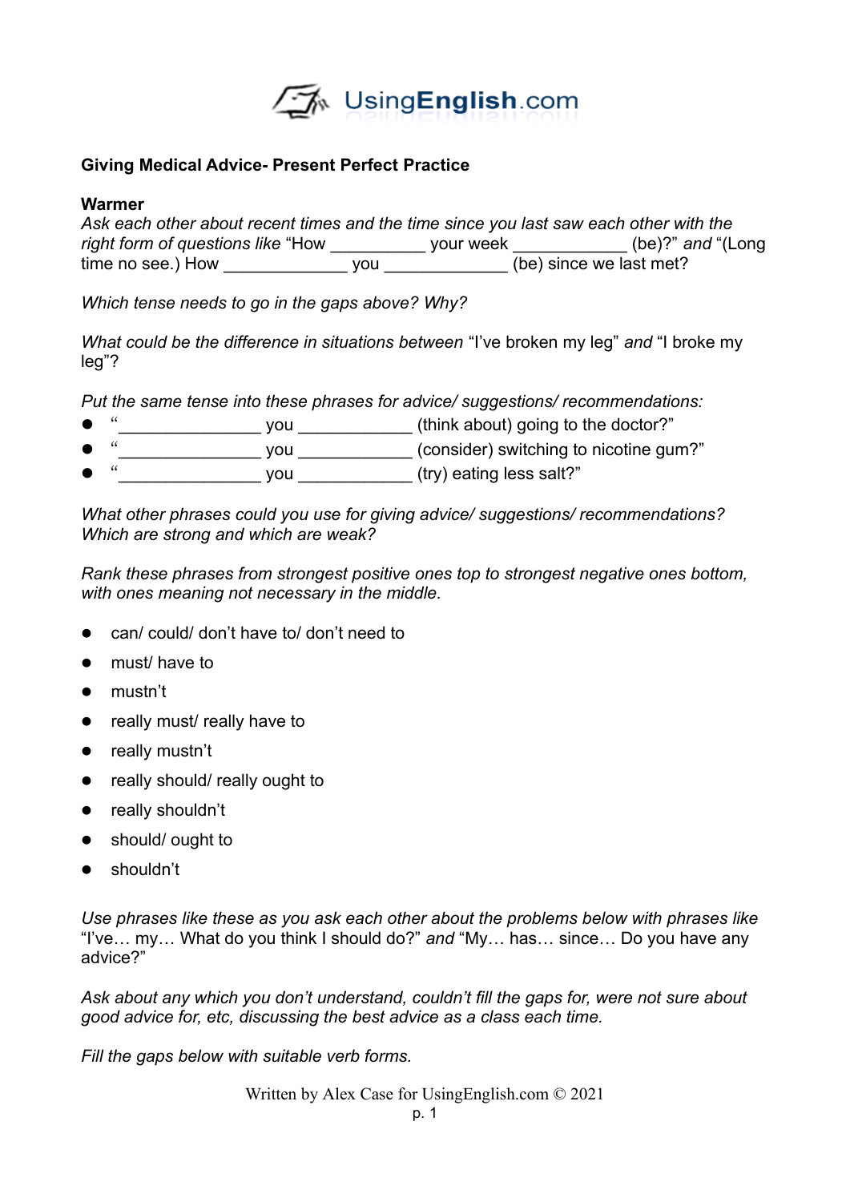**Giving Medical Advice- Present Perfect Practice**

**Warmer**

*Ask each other about recent times and the time since you last saw each other with the right form of questions like* "How __________ your week ____________ (be)?" *and* "(Long time no see.) How _____________ you _____________ (be) since we last met?

*Which tense needs to go in the gaps above? Why?*

*What could be the difference in situations between* "I've broken my leg" *and* "I broke my leg"?

*Put the same tense into these phrases for advice/ suggestions/ recommendations:*

- "_______________ you ____________ (think about) going to the doctor?"
- "_______________ you ____________ (consider) switching to nicotine gum?"
- "_______________ you ____________ (try) eating less salt?"

*What other phrases could you use for giving advice/ suggestions/ recommendations? Which are strong and which are weak?*

*Rank these phrases from strongest positive ones top to strongest negative ones bottom, with ones meaning not necessary in the middle.*

- can/ could/ don't have to/ don't need to
- must/ have to
- mustn't
- really must/ really have to
- really mustn't
- really should/ really ought to
- really shouldn't
- should/ ought to
- shouldn't

*Use phrases like these as you ask each other about the problems below with phrases like* "I've… my… What do you think I should do?" *and* "My… has… since… Do you have any advice?"

*Ask about any which you don't understand, couldn't fill the gaps for, were not sure about good advice for, etc, discussing the best advice as a class each time.*

*Fill the gaps below with suitable verb forms.*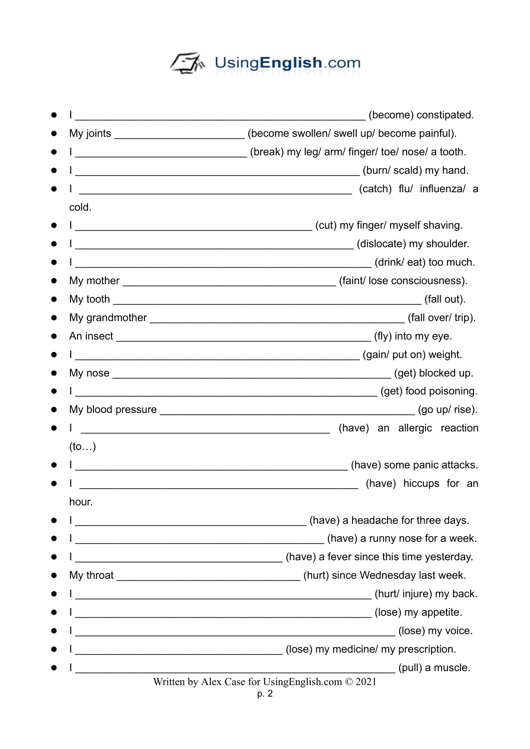- I __________________________________________________ (become) constipated.
- My joints ______________________ (become swollen/ swell up/ become painful).
- I _____________________________ (break) my leg/ arm/ finger/ toe/ nose/ a tooth.
- I ________________________________________________ (burn/ scald) my hand.
- I _______________________________________________ (catch) flu/ influenza/ a cold.
- I _________________________________________ (cut) my finger/ myself shaving.
- I ________________________________________________ (dislocate) my shoulder.
- I ___________________________________________________ (drink/ eat) too much.
- My mother _____________________________________ (faint/ lose consciousness).
- My tooth _____________________________________________________ (fall out).
- My grandmother ____________________________________________ (fall over/ trip).
- An insect ____________________________________________ (fly) into my eye.
- I _________________________________________________ (gain/ put on) weight.
- My nose ________________________________________________ (get) blocked up.
- I ____________________________________________________ (get) food poisoning.
- My blood pressure ____________________________________________ (go up/ rise).
- I ___________________________________________ (have) an allergic reaction (to…)
- I _______________________________________________ (have) some panic attacks.
- I ________________________________________________ (have) hiccups for an hour.
- I ________________________________________ (have) a headache for three days.
- I ___________________________________________ (have) a runny nose for a week.
- I ____________________________________ (have) a fever since this time yesterday.
- My throat ________________________________ (hurt) since Wednesday last week.
- I ___________________________________________________ (hurt/ injure) my back.
- I ___________________________________________________ (lose) my appetite.
- I _______________________________________________________ (lose) my voice.
- I ____________________________________ (lose) my medicine/ my prescription.
- I _______________________________________________________ (pull) a muscle.

Written by Alex Case for UsingEnglish.com © 2021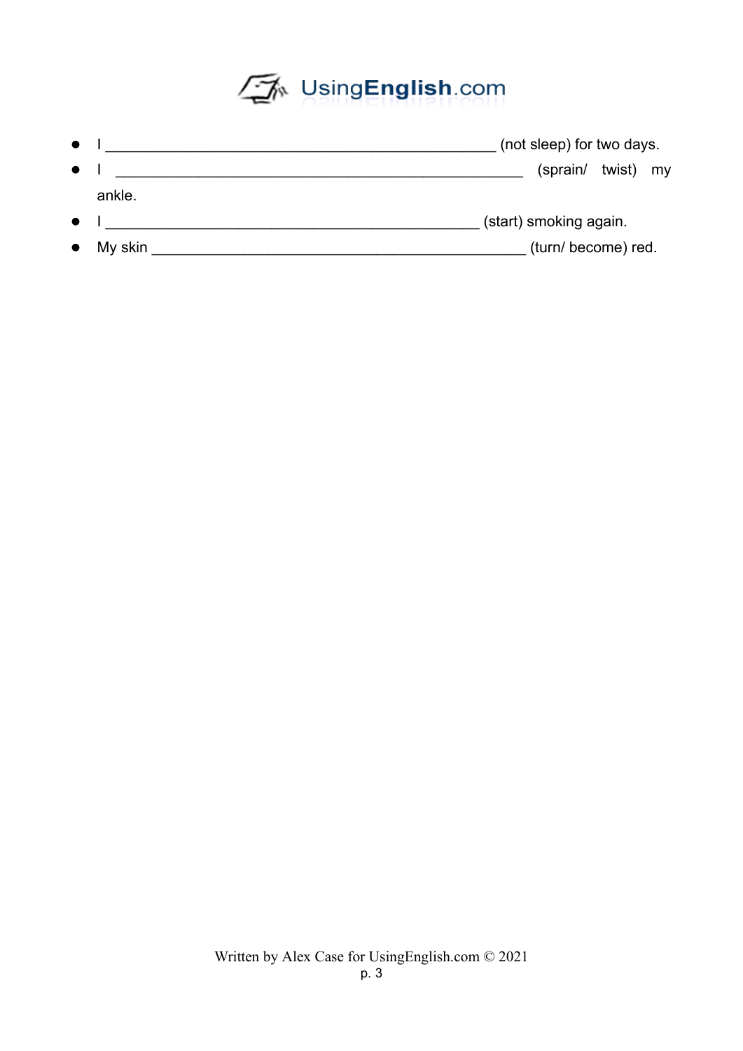- I ____________________________________________ (not sleep) for two days.
- I ____________________________________________ (sprain/ twist) my ankle.
- I ____________________________________________ (start) smoking again.
- My skin ____________________________________________ (turn/ become) red.